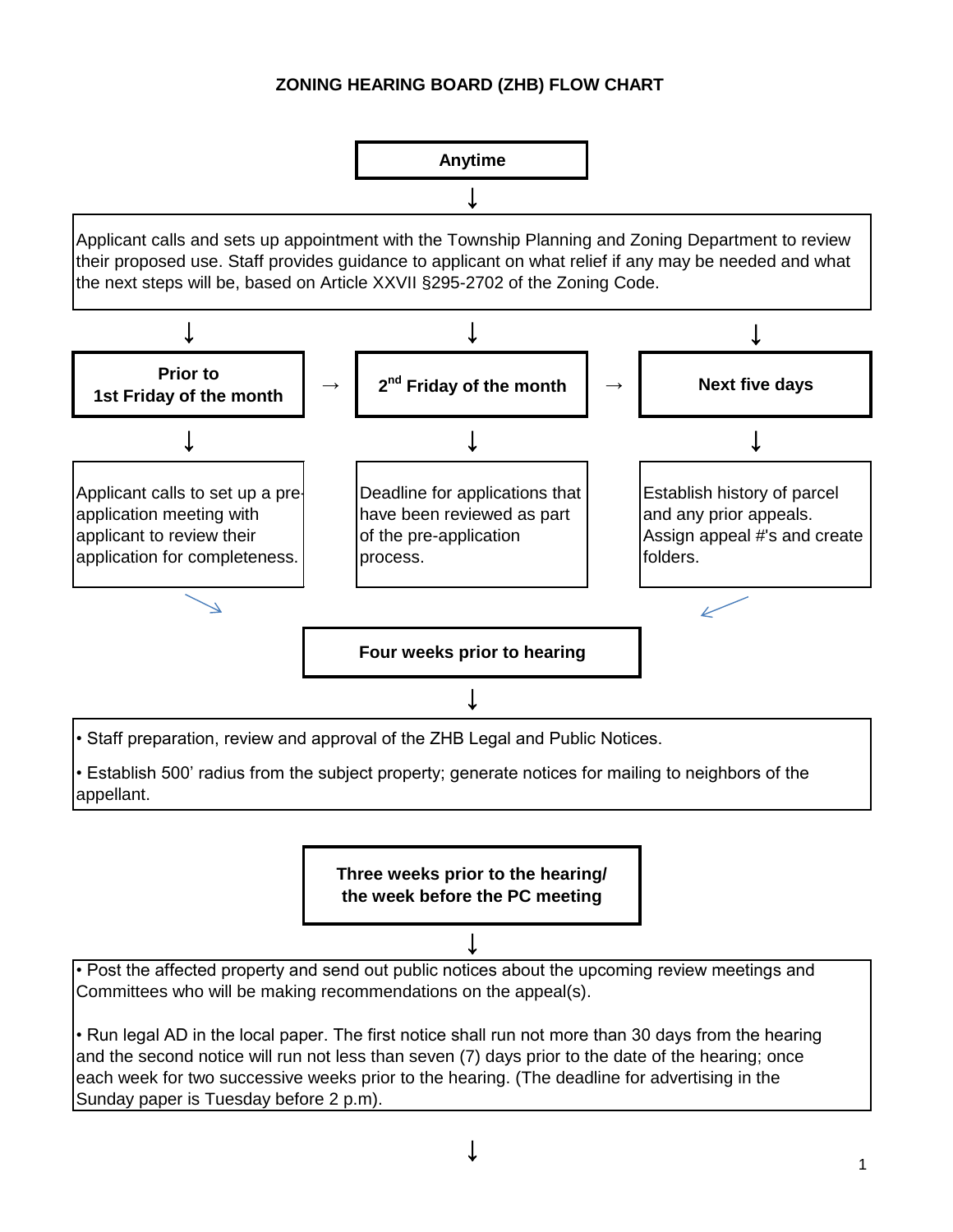# ZONING HEARING BOARD (ZHB) FLOW CHART

**Anytime**

↓

Applicant calls and sets up appointment with the Township Planning and Zoning Department to review their proposed use. Staff provides guidance to applicant on what relief if any may be needed and what the next steps will be, based on Article XXVII §295-2702 of the Zoning Code.

↓

**Prior to 1st Friday of the month** → **2nd Friday of the month** → **Next five days**

| **Prior to 1st Friday of the month** | **2nd Friday of the month** | **Next five days** |
|---|---|---|
| Applicant calls to set up a pre-application meeting with applicant to review their application for completeness. | Deadline for applications that have been reviewed as part of the pre-application process. | Establish history of parcel and any prior appeals. Assign appeal #'s and create folders. |

**Four weeks prior to hearing**

↓

- Staff preparation, review and approval of the ZHB Legal and Public Notices.
- Establish 500' radius from the subject property; generate notices for mailing to neighbors of the appellant.

**Three weeks prior to the hearing/ the week before the PC meeting**

↓

- Post the affected property and send out public notices about the upcoming review meetings and Committees who will be making recommendations on the appeal(s).
- Run legal AD in the local paper. The first notice shall run not more than 30 days from the hearing and the second notice will run not less than seven (7) days prior to the date of the hearing; once each week for two successive weeks prior to the hearing. (The deadline for advertising in the Sunday paper is Tuesday before 2 p.m).

↓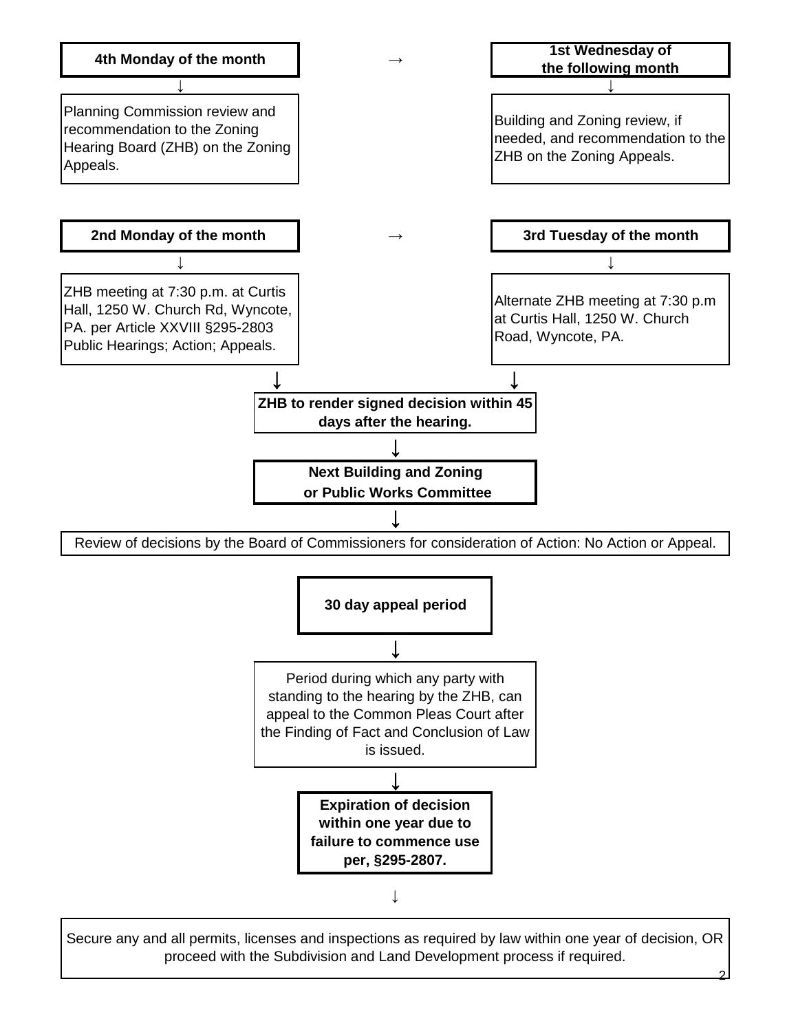**4th Monday of the month** →

Planning Commission review and recommendation to the Zoning Hearing Board (ZHB) on the Zoning Appeals.

**1st Wednesday of the following month**

Building and Zoning review, if needed, and recommendation to the ZHB on the Zoning Appeals.

**2nd Monday of the month** →

ZHB meeting at 7:30 p.m. at Curtis Hall, 1250 W. Church Rd, Wyncote, PA. per Article XXVIII §295-2803 Public Hearings; Action; Appeals.

**3rd Tuesday of the month**

Alternate ZHB meeting at 7:30 p.m at Curtis Hall, 1250 W. Church Road, Wyncote, PA.

↓

**ZHB to render signed decision within 45 days after the hearing.**

↓

**Next Building and Zoning or Public Works Committee**

↓

Review of decisions by the Board of Commissioners for consideration of Action: No Action or Appeal.

**30 day appeal period**

↓

Period during which any party with standing to the hearing by the ZHB, can appeal to the Common Pleas Court after the Finding of Fact and Conclusion of Law is issued.

↓

**Expiration of decision within one year due to failure to commence use per, §295-2807.**

↓

Secure any and all permits, licenses and inspections as required by law within one year of decision, OR proceed with the Subdivision and Land Development process if required.